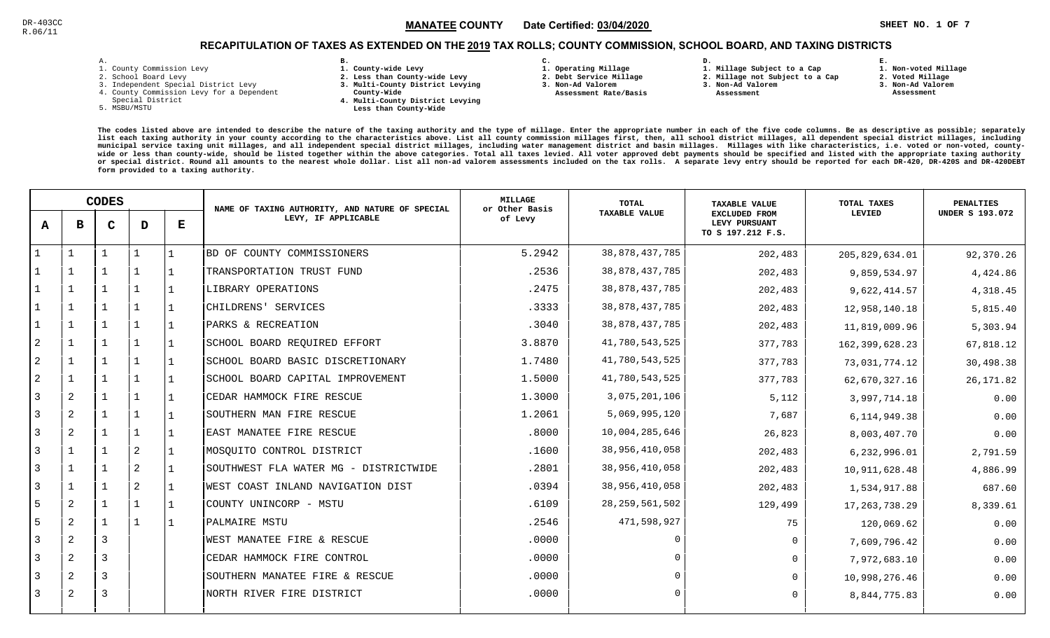DR-403CC
R.06/11

**MANATEE COUNTY** Date Certified: **03/04/2020**

# RECAPITULATION OF TAXES AS EXTENDED ON THE 2019 TAX ROLLS; COUNTY COMMISSION, SCHOOL BOARD, AND TAXING DISTRICTS

**A.**
1. County Commission Levy
2. School Board Levy
3. Independent Special District Levy
4. County Commission Levy for a Dependent Special District
5. MSBU/MSTU

**B.**
1. County-wide Levy
2. Less than County-wide Levy
3. Multi-County District Levying County-Wide
4. Multi-County District Levying Less than County-Wide

**C.**
1. Operating Millage
2. Debt Service Millage
3. Non-Ad Valorem Assessment Rate/Basis

**D.**
1. Millage Subject to a Cap
2. Millage not Subject to a Cap
3. Non-Ad Valorem Assessment

**E.**
1. Non-voted Millage
2. Voted Millage
3. Non-Ad Valorem Assessment

**The codes listed above are intended to describe the nature of the taxing authority and the type of millage. Enter the appropriate number in each of the five code columns. Be as descriptive as possible; separately list each taxing authority in your county according to the characteristics above. List all county commission millages first, then, all school district millages, all dependent special district millages, including municipal service taxing unit millages, and all independent special district millages, including water management district and basin millages. Millages with like characteristics, i.e. voted or non-voted, county-wide or less than county-wide, should be listed together within the above categories. Total all taxes levied. All voter approved debt payments should be specified and listed with the appropriate taxing authority or special district. Round all amounts to the nearest whole dollar. List all non-ad valorem assessments included on the tax rolls. A separate levy entry should be reported for each DR-420, DR-420S and DR-420DEBT form provided to a taxing authority.**

| CODES | | | | | NAME OF TAXING AUTHORITY, AND NATURE OF SPECIAL LEVY, IF APPLICABLE | MILLAGE or Other Basis of Levy | TOTAL TAXABLE VALUE | TAXABLE VALUE EXCLUDED FROM LEVY PURSUANT TO S 197.212 F.S. | TOTAL TAXES LEVIED | PENALTIES UNDER S 193.072 |
|---|---|---|---|---|---|---|---|---|---|---|
| A | B | C | D | E | | | | | | |
| 1 | 1 | 1 | 1 | 1 | BD OF COUNTY COMMISSIONERS | 5.2942 | 38,878,437,785 | 202,483 | 205,829,634.01 | 92,370.26 |
| 1 | 1 | 1 | 1 | 1 | TRANSPORTATION TRUST FUND | .2536 | 38,878,437,785 | 202,483 | 9,859,534.97 | 4,424.86 |
| 1 | 1 | 1 | 1 | 1 | LIBRARY OPERATIONS | .2475 | 38,878,437,785 | 202,483 | 9,622,414.57 | 4,318.45 |
| 1 | 1 | 1 | 1 | 1 | CHILDRENS' SERVICES | .3333 | 38,878,437,785 | 202,483 | 12,958,140.18 | 5,815.40 |
| 1 | 1 | 1 | 1 | 1 | PARKS & RECREATION | .3040 | 38,878,437,785 | 202,483 | 11,819,009.96 | 5,303.94 |
| 2 | 1 | 1 | 1 | 1 | SCHOOL BOARD REQUIRED EFFORT | 3.8870 | 41,780,543,525 | 377,783 | 162,399,628.23 | 67,818.12 |
| 2 | 1 | 1 | 1 | 1 | SCHOOL BOARD BASIC DISCRETIONARY | 1.7480 | 41,780,543,525 | 377,783 | 73,031,774.12 | 30,498.38 |
| 2 | 1 | 1 | 1 | 1 | SCHOOL BOARD CAPITAL IMPROVEMENT | 1.5000 | 41,780,543,525 | 377,783 | 62,670,327.16 | 26,171.82 |
| 3 | 2 | 1 | 1 | 1 | CEDAR HAMMOCK FIRE RESCUE | 1.3000 | 3,075,201,106 | 5,112 | 3,997,714.18 | 0.00 |
| 3 | 2 | 1 | 1 | 1 | SOUTHERN MAN FIRE RESCUE | 1.2061 | 5,069,995,120 | 7,687 | 6,114,949.38 | 0.00 |
| 3 | 2 | 1 | 1 | 1 | EAST MANATEE FIRE RESCUE | .8000 | 10,004,285,646 | 26,823 | 8,003,407.70 | 0.00 |
| 3 | 1 | 1 | 2 | 1 | MOSQUITO CONTROL DISTRICT | .1600 | 38,956,410,058 | 202,483 | 6,232,996.01 | 2,791.59 |
| 3 | 1 | 1 | 2 | 1 | SOUTHWEST FLA WATER MG - DISTRICTWIDE | .2801 | 38,956,410,058 | 202,483 | 10,911,628.48 | 4,886.99 |
| 3 | 1 | 1 | 2 | 1 | WEST COAST INLAND NAVIGATION DIST | .0394 | 38,956,410,058 | 202,483 | 1,534,917.88 | 687.60 |
| 5 | 2 | 1 | 1 | 1 | COUNTY UNINCORP - MSTU | .6109 | 28,259,561,502 | 129,499 | 17,263,738.29 | 8,339.61 |
| 5 | 2 | 1 | 1 | 1 | PALMAIRE MSTU | .2546 | 471,598,927 | 75 | 120,069.62 | 0.00 |
| 3 | 2 | 3 | | | WEST MANATEE FIRE & RESCUE | .0000 | 0 | 0 | 7,609,796.42 | 0.00 |
| 3 | 2 | 3 | | | CEDAR HAMMOCK FIRE CONTROL | .0000 | 0 | 0 | 7,972,683.10 | 0.00 |
| 3 | 2 | 3 | | | SOUTHERN MANATEE FIRE & RESCUE | .0000 | 0 | 0 | 10,998,276.46 | 0.00 |
| 3 | 2 | 3 | | | NORTH RIVER FIRE DISTRICT | .0000 | 0 | 0 | 8,844,775.83 | 0.00 |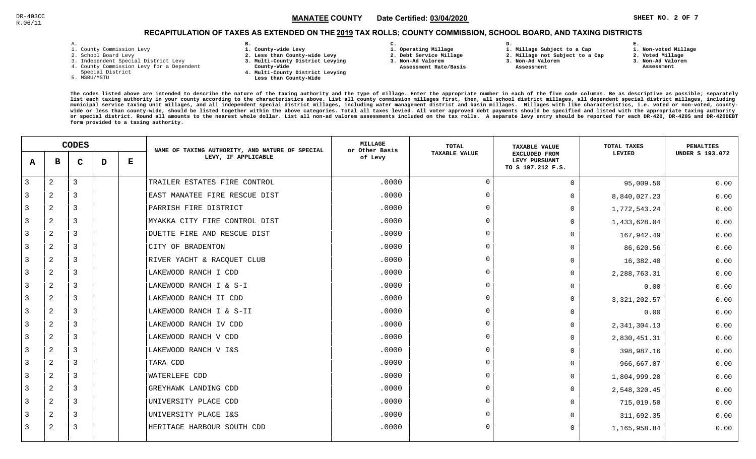DR-403CC
R.06/11

**MANATEE COUNTY** Date Certified: **03/04/2020**

## RECAPITULATION OF TAXES AS EXTENDED ON THE 2019 TAX ROLLS; COUNTY COMMISSION, SCHOOL BOARD, AND TAXING DISTRICTS

**A.**
1. County Commission Levy
2. School Board Levy
3. Independent Special District Levy
4. County Commission Levy for a Dependent Special District
5. MSBU/MSTU

**B.**
1. County-wide Levy
2. Less than County-wide Levy
3. Multi-County District Levying County-Wide
4. Multi-County District Levying Less than County-Wide

**C.**
1. Operating Millage
2. Debt Service Millage
3. Non-Ad Valorem Assessment Rate/Basis

**D.**
1. Millage Subject to a Cap
2. Millage not Subject to a Cap
3. Non-Ad Valorem Assessment

**E.**
1. Non-voted Millage
2. Voted Millage
3. Non-Ad Valorem Assessment

**The codes listed above are intended to describe the nature of the taxing authority and the type of millage. Enter the appropriate number in each of the five code columns. Be as descriptive as possible; separately list each taxing authority in your county according to the characteristics above. List all county commission millages first, then, all school district millages, all dependent special district millages, including municipal service taxing unit millages, and all independent special district millages, including water management district and basin millages. Millages with like characteristics, i.e. voted or non-voted, county-wide or less than county-wide, should be listed together within the above categories. Total all taxes levied. All voter approved debt payments should be specified and listed with the appropriate taxing authority or special district. Round all amounts to the nearest whole dollar. List all non-ad valorem assessments included on the tax rolls. A separate levy entry should be reported for each DR-420, DR-420S and DR-420DEBT form provided to a taxing authority.**

| A | B | C | D | E | NAME OF TAXING AUTHORITY, AND NATURE OF SPECIAL LEVY, IF APPLICABLE | MILLAGE or Other Basis of Levy | TOTAL TAXABLE VALUE | TAXABLE VALUE EXCLUDED FROM LEVY PURSUANT TO S 197.212 F.S. | TOTAL TAXES LEVIED | PENALTIES UNDER S 193.072 |
|---|---|---|---|---|---|---|---|---|---|---|
| 3 | 2 | 3 | | | TRAILER ESTATES FIRE CONTROL | .0000 | 0 | 0 | 95,009.50 | 0.00 |
| 3 | 2 | 3 | | | EAST MANATEE FIRE RESCUE DIST | .0000 | 0 | 0 | 8,840,027.23 | 0.00 |
| 3 | 2 | 3 | | | PARRISH FIRE DISTRICT | .0000 | 0 | 0 | 1,772,543.24 | 0.00 |
| 3 | 2 | 3 | | | MYAKKA CITY FIRE CONTROL DIST | .0000 | 0 | 0 | 1,433,628.04 | 0.00 |
| 3 | 2 | 3 | | | DUETTE FIRE AND RESCUE DIST | .0000 | 0 | 0 | 167,942.49 | 0.00 |
| 3 | 2 | 3 | | | CITY OF BRADENTON | .0000 | 0 | 0 | 86,620.56 | 0.00 |
| 3 | 2 | 3 | | | RIVER YACHT & RACQUET CLUB | .0000 | 0 | 0 | 16,382.40 | 0.00 |
| 3 | 2 | 3 | | | LAKEWOOD RANCH I CDD | .0000 | 0 | 0 | 2,288,763.31 | 0.00 |
| 3 | 2 | 3 | | | LAKEWOOD RANCH I & S-I | .0000 | 0 | 0 | 0.00 | 0.00 |
| 3 | 2 | 3 | | | LAKEWOOD RANCH II CDD | .0000 | 0 | 0 | 3,321,202.57 | 0.00 |
| 3 | 2 | 3 | | | LAKEWOOD RANCH I & S-II | .0000 | 0 | 0 | 0.00 | 0.00 |
| 3 | 2 | 3 | | | LAKEWOOD RANCH IV CDD | .0000 | 0 | 0 | 2,341,304.13 | 0.00 |
| 3 | 2 | 3 | | | LAKEWOOD RANCH V CDD | .0000 | 0 | 0 | 2,830,451.31 | 0.00 |
| 3 | 2 | 3 | | | LAKEWOOD RANCH V I&S | .0000 | 0 | 0 | 398,987.16 | 0.00 |
| 3 | 2 | 3 | | | TARA CDD | .0000 | 0 | 0 | 966,667.07 | 0.00 |
| 3 | 2 | 3 | | | WATERLEFE CDD | .0000 | 0 | 0 | 1,804,999.20 | 0.00 |
| 3 | 2 | 3 | | | GREYHAWK LANDING CDD | .0000 | 0 | 0 | 2,548,320.45 | 0.00 |
| 3 | 2 | 3 | | | UNIVERSITY PLACE CDD | .0000 | 0 | 0 | 715,019.50 | 0.00 |
| 3 | 2 | 3 | | | UNIVERSITY PLACE I&S | .0000 | 0 | 0 | 311,692.35 | 0.00 |
| 3 | 2 | 3 | | | HERITAGE HARBOUR SOUTH CDD | .0000 | 0 | 0 | 1,165,958.84 | 0.00 |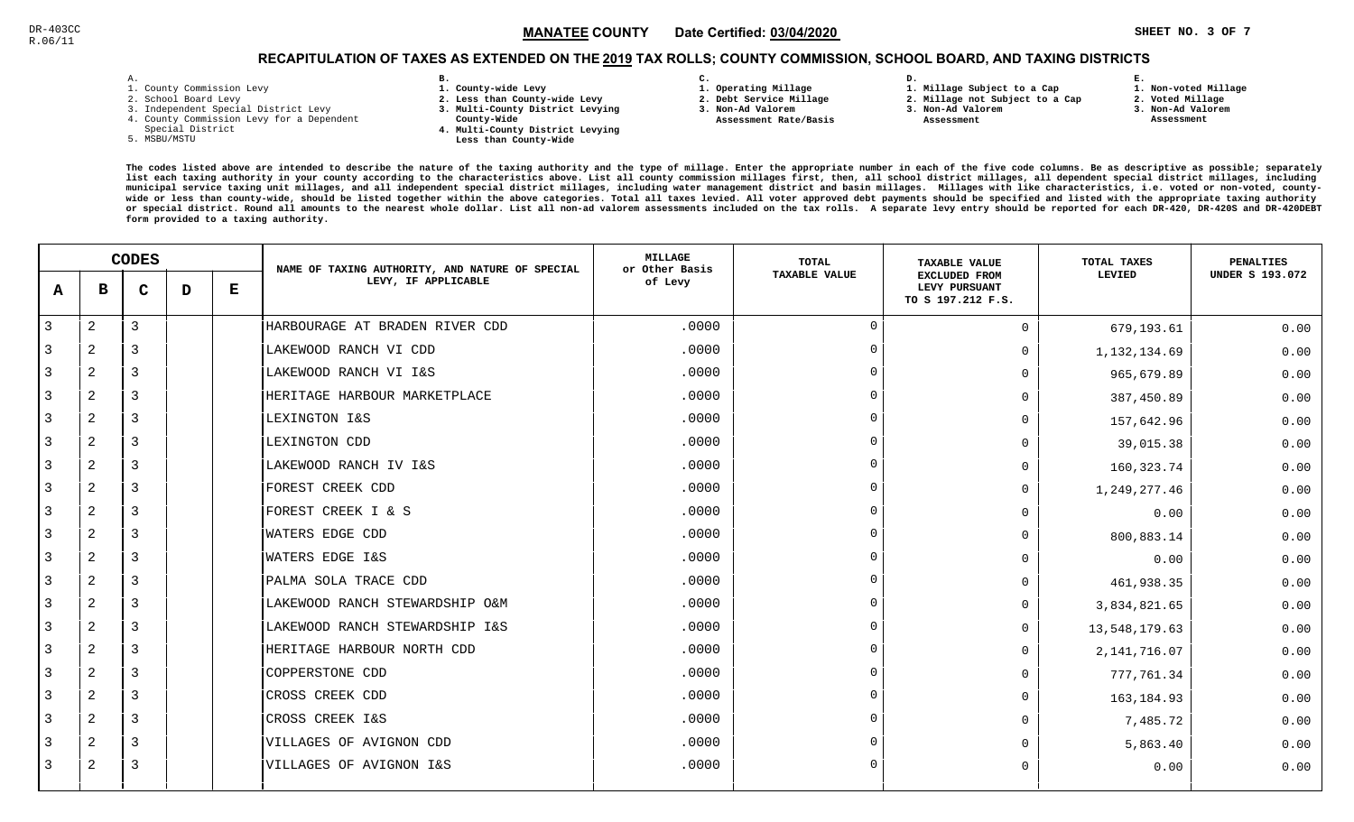DR-403CC
R.06/11

**MANATEE COUNTY** Date Certified: **03/04/2020**

## RECAPITULATION OF TAXES AS EXTENDED ON THE 2019 TAX ROLLS; COUNTY COMMISSION, SCHOOL BOARD, AND TAXING DISTRICTS

A.
1. County Commission Levy
2. School Board Levy
3. Independent Special District Levy
4. County Commission Levy for a Dependent Special District
5. MSBU/MSTU

B.
1. County-wide Levy
2. Less than County-wide Levy
3. Multi-County District Levying County-Wide
4. Multi-County District Levying Less than County-Wide

C.
1. Operating Millage
2. Debt Service Millage
3. Non-Ad Valorem Assessment Rate/Basis

D.
1. Millage Subject to a Cap
2. Millage not Subject to a Cap
3. Non-Ad Valorem Assessment

E.
1. Non-voted Millage
2. Voted Millage
3. Non-Ad Valorem Assessment

The codes listed above are intended to describe the nature of the taxing authority and the type of millage. Enter the appropriate number in each of the five code columns. Be as descriptive as possible; separately list each taxing authority in your county according to the characteristics above. List all county commission millages first, then, all school district millages, all dependent special district millages, including municipal service taxing unit millages, and all independent special district millages, including water management district and basin millages. Millages with like characteristics, i.e. voted or non-voted, county-wide or less than county-wide, should be listed together within the above categories. Total all taxes levied. All voter approved debt payments should be specified and listed with the appropriate taxing authority or special district. Round all amounts to the nearest whole dollar. List all non-ad valorem assessments included on the tax rolls. A separate levy entry should be reported for each DR-420, DR-420S and DR-420DEBT form provided to a taxing authority.

| CODES | | | | | NAME OF TAXING AUTHORITY, AND NATURE OF SPECIAL LEVY, IF APPLICABLE | MILLAGE or Other Basis of Levy | TOTAL TAXABLE VALUE | TAXABLE VALUE EXCLUDED FROM LEVY PURSUANT TO S 197.212 F.S. | TOTAL TAXES LEVIED | PENALTIES UNDER S 193.072 |
|---|---|---|---|---|---|---|---|---|---|---|
| A | B | C | D | E | | | | | | |
| 3 | 2 | 3 | | | HARBOURAGE AT BRADEN RIVER CDD | .0000 | 0 | 0 | 679,193.61 | 0.00 |
| 3 | 2 | 3 | | | LAKEWOOD RANCH VI CDD | .0000 | 0 | 0 | 1,132,134.69 | 0.00 |
| 3 | 2 | 3 | | | LAKEWOOD RANCH VI I&S | .0000 | 0 | 0 | 965,679.89 | 0.00 |
| 3 | 2 | 3 | | | HERITAGE HARBOUR MARKETPLACE | .0000 | 0 | 0 | 387,450.89 | 0.00 |
| 3 | 2 | 3 | | | LEXINGTON I&S | .0000 | 0 | 0 | 157,642.96 | 0.00 |
| 3 | 2 | 3 | | | LEXINGTON CDD | .0000 | 0 | 0 | 39,015.38 | 0.00 |
| 3 | 2 | 3 | | | LAKEWOOD RANCH IV I&S | .0000 | 0 | 0 | 160,323.74 | 0.00 |
| 3 | 2 | 3 | | | FOREST CREEK CDD | .0000 | 0 | 0 | 1,249,277.46 | 0.00 |
| 3 | 2 | 3 | | | FOREST CREEK I & S | .0000 | 0 | 0 | 0.00 | 0.00 |
| 3 | 2 | 3 | | | WATERS EDGE CDD | .0000 | 0 | 0 | 800,883.14 | 0.00 |
| 3 | 2 | 3 | | | WATERS EDGE I&S | .0000 | 0 | 0 | 0.00 | 0.00 |
| 3 | 2 | 3 | | | PALMA SOLA TRACE CDD | .0000 | 0 | 0 | 461,938.35 | 0.00 |
| 3 | 2 | 3 | | | LAKEWOOD RANCH STEWARDSHIP O&M | .0000 | 0 | 0 | 3,834,821.65 | 0.00 |
| 3 | 2 | 3 | | | LAKEWOOD RANCH STEWARDSHIP I&S | .0000 | 0 | 0 | 13,548,179.63 | 0.00 |
| 3 | 2 | 3 | | | HERITAGE HARBOUR NORTH CDD | .0000 | 0 | 0 | 2,141,716.07 | 0.00 |
| 3 | 2 | 3 | | | COPPERSTONE CDD | .0000 | 0 | 0 | 777,761.34 | 0.00 |
| 3 | 2 | 3 | | | CROSS CREEK CDD | .0000 | 0 | 0 | 163,184.93 | 0.00 |
| 3 | 2 | 3 | | | CROSS CREEK I&S | .0000 | 0 | 0 | 7,485.72 | 0.00 |
| 3 | 2 | 3 | | | VILLAGES OF AVIGNON CDD | .0000 | 0 | 0 | 5,863.40 | 0.00 |
| 3 | 2 | 3 | | | VILLAGES OF AVIGNON I&S | .0000 | 0 | 0 | 0.00 | 0.00 |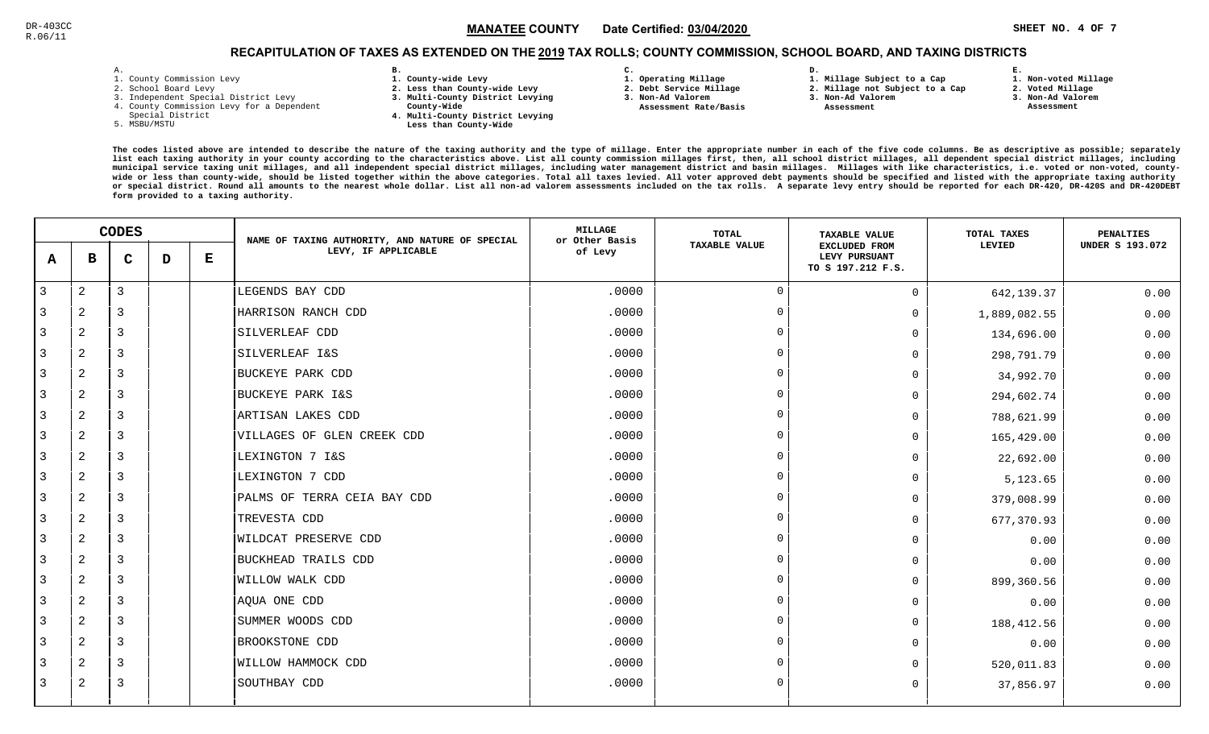DR-403CC
R.06/11

**MANATEE COUNTY** Date Certified: **03/04/2020**

## RECAPITULATION OF TAXES AS EXTENDED ON THE 2019 TAX ROLLS; COUNTY COMMISSION, SCHOOL BOARD, AND TAXING DISTRICTS

A.
1. County Commission Levy
2. School Board Levy
3. Independent Special District Levy
4. County Commission Levy for a Dependent Special District
5. MSBU/MSTU

B.
1. County-wide Levy
2. Less than County-wide Levy
3. Multi-County District Levying County-Wide
4. Multi-County District Levying Less than County-Wide

C.
1. Operating Millage
2. Debt Service Millage
3. Non-Ad Valorem Assessment Rate/Basis

D.
1. Millage Subject to a Cap
2. Millage not Subject to a Cap
3. Non-Ad Valorem Assessment

E.
1. Non-voted Millage
2. Voted Millage
3. Non-Ad Valorem Assessment

The codes listed above are intended to describe the nature of the taxing authority and the type of millage. Enter the appropriate number in each of the five code columns. Be as descriptive as possible; separately list each taxing authority in your county according to the characteristics above. List all county commission millages first, then, all school district millages, all dependent special district millages, including municipal service taxing unit millages, and all independent special district millages, including water management district and basin millages. Millages with like characteristics, i.e. voted or non-voted, county-wide or less than county-wide, should be listed together within the above categories. Total all taxes levied. All voter approved debt payments should be specified and listed with the appropriate taxing authority or special district. Round all amounts to the nearest whole dollar. List all non-ad valorem assessments included on the tax rolls. A separate levy entry should be reported for each DR-420, DR-420S and DR-420DEBT form provided to a taxing authority.

| A | B | C | D | E | NAME OF TAXING AUTHORITY, AND NATURE OF SPECIAL LEVY, IF APPLICABLE | MILLAGE or Other Basis of Levy | TOTAL TAXABLE VALUE | TAXABLE VALUE EXCLUDED FROM LEVY PURSUANT TO S 197.212 F.S. | TOTAL TAXES LEVIED | PENALTIES UNDER S 193.072 |
|---|---|---|---|---|---|---|---|---|---|---|
| 3 | 2 | 3 | | | LEGENDS BAY CDD | .0000 | 0 | 0 | 642,139.37 | 0.00 |
| 3 | 2 | 3 | | | HARRISON RANCH CDD | .0000 | 0 | 0 | 1,889,082.55 | 0.00 |
| 3 | 2 | 3 | | | SILVERLEAF CDD | .0000 | 0 | 0 | 134,696.00 | 0.00 |
| 3 | 2 | 3 | | | SILVERLEAF I&S | .0000 | 0 | 0 | 298,791.79 | 0.00 |
| 3 | 2 | 3 | | | BUCKEYE PARK CDD | .0000 | 0 | 0 | 34,992.70 | 0.00 |
| 3 | 2 | 3 | | | BUCKEYE PARK I&S | .0000 | 0 | 0 | 294,602.74 | 0.00 |
| 3 | 2 | 3 | | | ARTISAN LAKES CDD | .0000 | 0 | 0 | 788,621.99 | 0.00 |
| 3 | 2 | 3 | | | VILLAGES OF GLEN CREEK CDD | .0000 | 0 | 0 | 165,429.00 | 0.00 |
| 3 | 2 | 3 | | | LEXINGTON 7 I&S | .0000 | 0 | 0 | 22,692.00 | 0.00 |
| 3 | 2 | 3 | | | LEXINGTON 7 CDD | .0000 | 0 | 0 | 5,123.65 | 0.00 |
| 3 | 2 | 3 | | | PALMS OF TERRA CEIA BAY CDD | .0000 | 0 | 0 | 379,008.99 | 0.00 |
| 3 | 2 | 3 | | | TREVESTA CDD | .0000 | 0 | 0 | 677,370.93 | 0.00 |
| 3 | 2 | 3 | | | WILDCAT PRESERVE CDD | .0000 | 0 | 0 | 0.00 | 0.00 |
| 3 | 2 | 3 | | | BUCKHEAD TRAILS CDD | .0000 | 0 | 0 | 0.00 | 0.00 |
| 3 | 2 | 3 | | | WILLOW WALK CDD | .0000 | 0 | 0 | 899,360.56 | 0.00 |
| 3 | 2 | 3 | | | AQUA ONE CDD | .0000 | 0 | 0 | 0.00 | 0.00 |
| 3 | 2 | 3 | | | SUMMER WOODS CDD | .0000 | 0 | 0 | 188,412.56 | 0.00 |
| 3 | 2 | 3 | | | BROOKSTONE CDD | .0000 | 0 | 0 | 0.00 | 0.00 |
| 3 | 2 | 3 | | | WILLOW HAMMOCK CDD | .0000 | 0 | 0 | 520,011.83 | 0.00 |
| 3 | 2 | 3 | | | SOUTHBAY CDD | .0000 | 0 | 0 | 37,856.97 | 0.00 |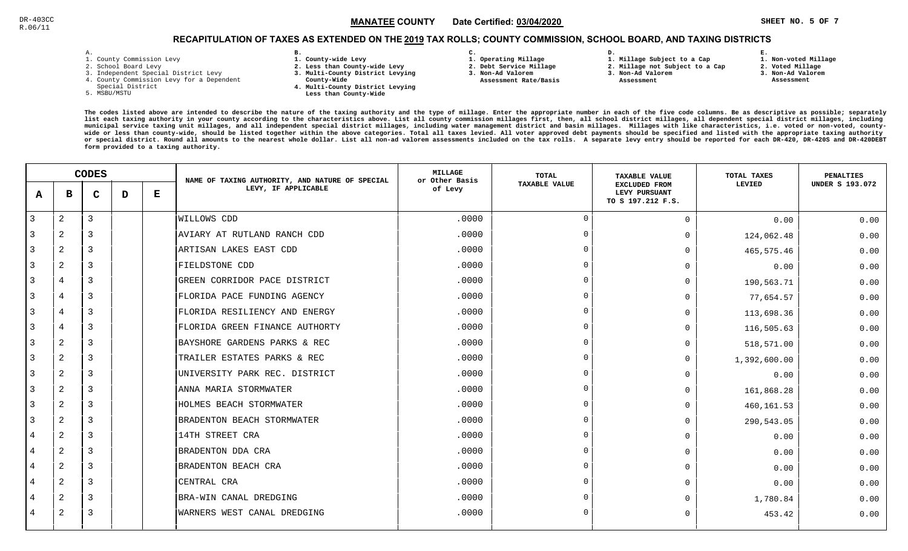DR-403CC
R.06/11

**MANATEE COUNTY** Date Certified: **03/04/2020**

## RECAPITULATION OF TAXES AS EXTENDED ON THE 2019 TAX ROLLS; COUNTY COMMISSION, SCHOOL BOARD, AND TAXING DISTRICTS

**A.**
1. County Commission Levy
2. School Board Levy
3. Independent Special District Levy
4. County Commission Levy for a Dependent Special District
5. MSBU/MSTU

**B.**
1. County-wide Levy
2. Less than County-wide Levy
3. Multi-County District Levying County-Wide
4. Multi-County District Levying Less than County-Wide

**C.**
1. Operating Millage
2. Debt Service Millage
3. Non-Ad Valorem Assessment Rate/Basis

**D.**
1. Millage Subject to a Cap
2. Millage not Subject to a Cap
3. Non-Ad Valorem Assessment

**E.**
1. Non-voted Millage
2. Voted Millage
3. Non-Ad Valorem Assessment

The codes listed above are intended to describe the nature of the taxing authority and the type of millage. Enter the appropriate number in each of the five code columns. Be as descriptive as possible; separately list each taxing authority in your county according to the characteristics above. List all county commission millages first, then, all school district millages, all dependent special district millages, including municipal service taxing unit millages, and all independent special district millages, including water management district and basin millages. Millages with like characteristics, i.e. voted or non-voted, county-wide or less than county-wide, should be listed together within the above categories. Total all taxes levied. All voter approved debt payments should be specified and listed with the appropriate taxing authority or special district. Round all amounts to the nearest whole dollar. List all non-ad valorem assessments included on the tax rolls. A separate levy entry should be reported for each DR-420, DR-420S and DR-420DEBT form provided to a taxing authority.

| A | B | C | D | E | NAME OF TAXING AUTHORITY, AND NATURE OF SPECIAL LEVY, IF APPLICABLE | MILLAGE or Other Basis of Levy | TOTAL TAXABLE VALUE | TAXABLE VALUE EXCLUDED FROM LEVY PURSUANT TO S 197.212 F.S. | TOTAL TAXES LEVIED | PENALTIES UNDER S 193.072 |
|---|---|---|---|---|---|---|---|---|---|---|
| 3 | 2 | 3 | | | WILLOWS CDD | .0000 | 0 | 0 | 0.00 | 0.00 |
| 3 | 2 | 3 | | | AVIARY AT RUTLAND RANCH CDD | .0000 | 0 | 0 | 124,062.48 | 0.00 |
| 3 | 2 | 3 | | | ARTISAN LAKES EAST CDD | .0000 | 0 | 0 | 465,575.46 | 0.00 |
| 3 | 2 | 3 | | | FIELDSTONE CDD | .0000 | 0 | 0 | 0.00 | 0.00 |
| 3 | 4 | 3 | | | GREEN CORRIDOR PACE DISTRICT | .0000 | 0 | 0 | 190,563.71 | 0.00 |
| 3 | 4 | 3 | | | FLORIDA PACE FUNDING AGENCY | .0000 | 0 | 0 | 77,654.57 | 0.00 |
| 3 | 4 | 3 | | | FLORIDA RESILIENCY AND ENERGY | .0000 | 0 | 0 | 113,698.36 | 0.00 |
| 3 | 4 | 3 | | | FLORIDA GREEN FINANCE AUTHORTY | .0000 | 0 | 0 | 116,505.63 | 0.00 |
| 3 | 2 | 3 | | | BAYSHORE GARDENS PARKS & REC | .0000 | 0 | 0 | 518,571.00 | 0.00 |
| 3 | 2 | 3 | | | TRAILER ESTATES PARKS & REC | .0000 | 0 | 0 | 1,392,600.00 | 0.00 |
| 3 | 2 | 3 | | | UNIVERSITY PARK REC. DISTRICT | .0000 | 0 | 0 | 0.00 | 0.00 |
| 3 | 2 | 3 | | | ANNA MARIA STORMWATER | .0000 | 0 | 0 | 161,868.28 | 0.00 |
| 3 | 2 | 3 | | | HOLMES BEACH STORMWATER | .0000 | 0 | 0 | 460,161.53 | 0.00 |
| 3 | 2 | 3 | | | BRADENTON BEACH STORMWATER | .0000 | 0 | 0 | 290,543.05 | 0.00 |
| 4 | 2 | 3 | | | 14TH STREET CRA | .0000 | 0 | 0 | 0.00 | 0.00 |
| 4 | 2 | 3 | | | BRADENTON DDA CRA | .0000 | 0 | 0 | 0.00 | 0.00 |
| 4 | 2 | 3 | | | BRADENTON BEACH CRA | .0000 | 0 | 0 | 0.00 | 0.00 |
| 4 | 2 | 3 | | | CENTRAL CRA | .0000 | 0 | 0 | 0.00 | 0.00 |
| 4 | 2 | 3 | | | BRA-WIN CANAL DREDGING | .0000 | 0 | 0 | 1,780.84 | 0.00 |
| 4 | 2 | 3 | | | WARNERS WEST CANAL DREDGING | .0000 | 0 | 0 | 453.42 | 0.00 |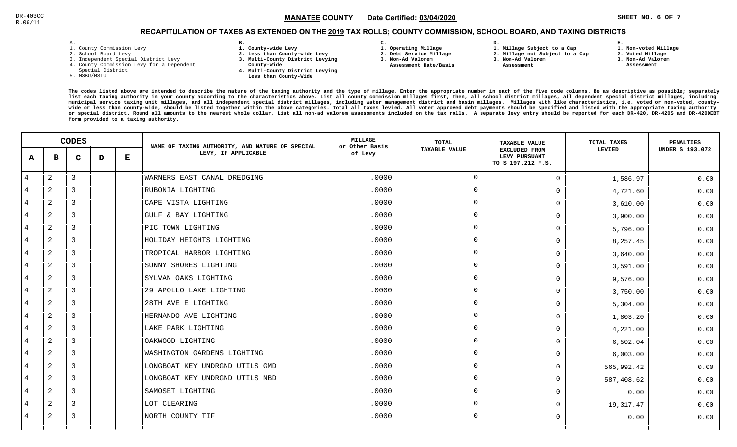DR-403CC
R.06/11

**MANATEE COUNTY** Date Certified: **03/04/2020**

## RECAPITULATION OF TAXES AS EXTENDED ON THE 2019 TAX ROLLS; COUNTY COMMISSION, SCHOOL BOARD, AND TAXING DISTRICTS

A.
1. County Commission Levy
2. School Board Levy
3. Independent Special District Levy
4. County Commission Levy for a Dependent Special District
5. MSBU/MSTU

B.
1. County-wide Levy
2. Less than County-wide Levy
3. Multi-County District Levying County-Wide
4. Multi-County District Levying Less than County-Wide

C.
1. Operating Millage
2. Debt Service Millage
3. Non-Ad Valorem Assessment Rate/Basis

D.
1. Millage Subject to a Cap
2. Millage not Subject to a Cap
3. Non-Ad Valorem Assessment

E.
1. Non-voted Millage
2. Voted Millage
3. Non-Ad Valorem Assessment

**The codes listed above are intended to describe the nature of the taxing authority and the type of millage. Enter the appropriate number in each of the five code columns. Be as descriptive as possible; separately list each taxing authority in your county according to the characteristics above. List all county commission millages first, then, all school district millages, all dependent special district millages, including municipal service taxing unit millages, and all independent special district millages, including water management district and basin millages. Millages with like characteristics, i.e. voted or non-voted, county-wide or less than county-wide, should be listed together within the above categories. Total all taxes levied. All voter approved debt payments should be specified and listed with the appropriate taxing authority or special district. Round all amounts to the nearest whole dollar. List all non-ad valorem assessments included on the tax rolls. A separate levy entry should be reported for each DR-420, DR-420S and DR-420DEBT form provided to a taxing authority.**

| CODES | | | | | NAME OF TAXING AUTHORITY, AND NATURE OF SPECIAL LEVY, IF APPLICABLE | MILLAGE or Other Basis of Levy | TOTAL TAXABLE VALUE | TAXABLE VALUE EXCLUDED FROM LEVY PURSUANT TO S 197.212 F.S. | TOTAL TAXES LEVIED | PENALTIES UNDER S 193.072 |
|---|---|---|---|---|---|---|---|---|---|---|
| A | B | C | D | E | | | | | | |
| 4 | 2 | 3 | | | WARNERS EAST CANAL DREDGING | .0000 | 0 | 0 | 1,586.97 | 0.00 |
| 4 | 2 | 3 | | | RUBONIA LIGHTING | .0000 | 0 | 0 | 4,721.60 | 0.00 |
| 4 | 2 | 3 | | | CAPE VISTA LIGHTING | .0000 | 0 | 0 | 3,610.00 | 0.00 |
| 4 | 2 | 3 | | | GULF & BAY LIGHTING | .0000 | 0 | 0 | 3,900.00 | 0.00 |
| 4 | 2 | 3 | | | PIC TOWN LIGHTING | .0000 | 0 | 0 | 5,796.00 | 0.00 |
| 4 | 2 | 3 | | | HOLIDAY HEIGHTS LIGHTING | .0000 | 0 | 0 | 8,257.45 | 0.00 |
| 4 | 2 | 3 | | | TROPICAL HARBOR LIGHTING | .0000 | 0 | 0 | 3,640.00 | 0.00 |
| 4 | 2 | 3 | | | SUNNY SHORES LIGHTING | .0000 | 0 | 0 | 3,591.00 | 0.00 |
| 4 | 2 | 3 | | | SYLVAN OAKS LIGHTING | .0000 | 0 | 0 | 9,576.00 | 0.00 |
| 4 | 2 | 3 | | | 29 APOLLO LAKE LIGHTING | .0000 | 0 | 0 | 3,750.00 | 0.00 |
| 4 | 2 | 3 | | | 28TH AVE E LIGHTING | .0000 | 0 | 0 | 5,304.00 | 0.00 |
| 4 | 2 | 3 | | | HERNANDO AVE LIGHTING | .0000 | 0 | 0 | 1,803.20 | 0.00 |
| 4 | 2 | 3 | | | LAKE PARK LIGHTING | .0000 | 0 | 0 | 4,221.00 | 0.00 |
| 4 | 2 | 3 | | | OAKWOOD LIGHTING | .0000 | 0 | 0 | 6,502.04 | 0.00 |
| 4 | 2 | 3 | | | WASHINGTON GARDENS LIGHTING | .0000 | 0 | 0 | 6,003.00 | 0.00 |
| 4 | 2 | 3 | | | LONGBOAT KEY UNDRGND UTILS GMD | .0000 | 0 | 0 | 565,992.42 | 0.00 |
| 4 | 2 | 3 | | | LONGBOAT KEY UNDRGND UTILS NBD | .0000 | 0 | 0 | 587,408.62 | 0.00 |
| 4 | 2 | 3 | | | SAMOSET LIGHTING | .0000 | 0 | 0 | 0.00 | 0.00 |
| 4 | 2 | 3 | | | LOT CLEARING | .0000 | 0 | 0 | 19,317.47 | 0.00 |
| 4 | 2 | 3 | | | NORTH COUNTY TIF | .0000 | 0 | 0 | 0.00 | 0.00 |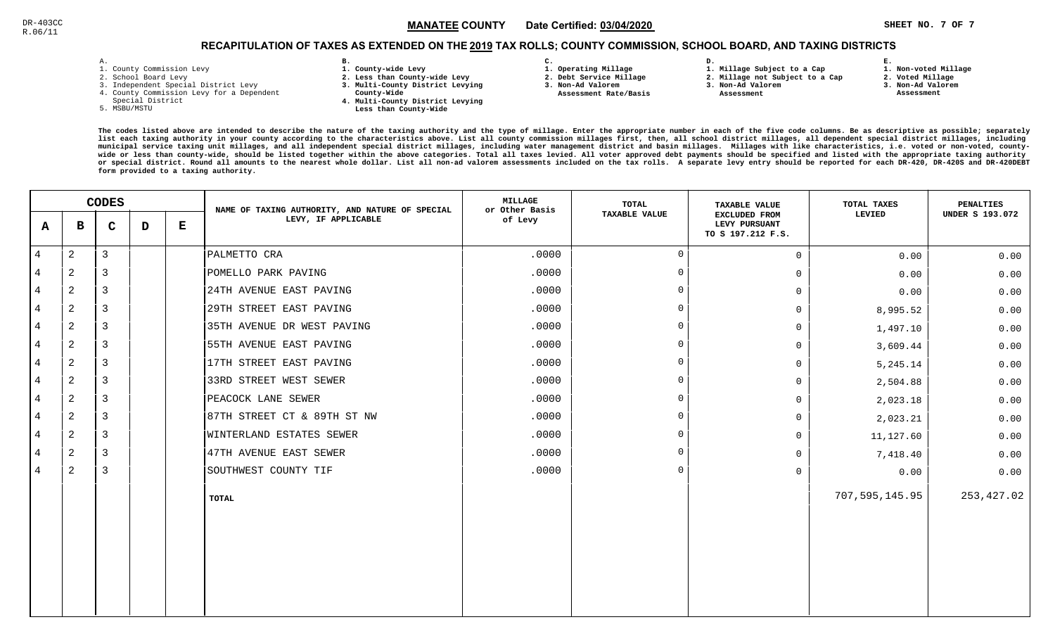DR-403CC
R.06/11

**MANATEE COUNTY** Date Certified: **03/04/2020**

## RECAPITULATION OF TAXES AS EXTENDED ON THE 2019 TAX ROLLS; COUNTY COMMISSION, SCHOOL BOARD, AND TAXING DISTRICTS

A.
1. County Commission Levy
2. School Board Levy
3. Independent Special District Levy
4. County Commission Levy for a Dependent Special District
5. MSBU/MSTU

B.
1. County-wide Levy
2. Less than County-wide Levy
3. Multi-County District Levying County-Wide
4. Multi-County District Levying Less than County-Wide

C.
1. Operating Millage
2. Debt Service Millage
3. Non-Ad Valorem Assessment Rate/Basis

D.
1. Millage Subject to a Cap
2. Millage not Subject to a Cap
3. Non-Ad Valorem Assessment

E.
1. Non-voted Millage
2. Voted Millage
3. Non-Ad Valorem Assessment

The codes listed above are intended to describe the nature of the taxing authority and the type of millage. Enter the appropriate number in each of the five code columns. Be as descriptive as possible; separately list each taxing authority in your county according to the characteristics above. List all county commission millages first, then, all school district millages, all dependent special district millages, including municipal service taxing unit millages, and all independent special district millages, including water management district and basin millages. Millages with like characteristics, i.e. voted or non-voted, county-wide or less than county-wide, should be listed together within the above categories. Total all taxes levied. All voter approved debt payments should be specified and listed with the appropriate taxing authority or special district. Round all amounts to the nearest whole dollar. List all non-ad valorem assessments included on the tax rolls. A separate levy entry should be reported for each DR-420, DR-420S and DR-420DEBT form provided to a taxing authority.

| CODES A | B | C | D | E | NAME OF TAXING AUTHORITY, AND NATURE OF SPECIAL LEVY, IF APPLICABLE | MILLAGE or Other Basis of Levy | TOTAL TAXABLE VALUE | TAXABLE VALUE EXCLUDED FROM LEVY PURSUANT TO S 197.212 F.S. | TOTAL TAXES LEVIED | PENALTIES UNDER S 193.072 |
|---|---|---|---|---|---|---|---|---|---|---|
| 4 | 2 | 3 | | | PALMETTO CRA | .0000 | 0 | 0 | 0.00 | 0.00 |
| 4 | 2 | 3 | | | POMELLO PARK PAVING | .0000 | 0 | 0 | 0.00 | 0.00 |
| 4 | 2 | 3 | | | 24TH AVENUE EAST PAVING | .0000 | 0 | 0 | 0.00 | 0.00 |
| 4 | 2 | 3 | | | 29TH STREET EAST PAVING | .0000 | 0 | 0 | 8,995.52 | 0.00 |
| 4 | 2 | 3 | | | 35TH AVENUE DR WEST PAVING | .0000 | 0 | 0 | 1,497.10 | 0.00 |
| 4 | 2 | 3 | | | 55TH AVENUE EAST PAVING | .0000 | 0 | 0 | 3,609.44 | 0.00 |
| 4 | 2 | 3 | | | 17TH STREET EAST PAVING | .0000 | 0 | 0 | 5,245.14 | 0.00 |
| 4 | 2 | 3 | | | 33RD STREET WEST SEWER | .0000 | 0 | 0 | 2,504.88 | 0.00 |
| 4 | 2 | 3 | | | PEACOCK LANE SEWER | .0000 | 0 | 0 | 2,023.18 | 0.00 |
| 4 | 2 | 3 | | | 87TH STREET CT & 89TH ST NW | .0000 | 0 | 0 | 2,023.21 | 0.00 |
| 4 | 2 | 3 | | | WINTERLAND ESTATES SEWER | .0000 | 0 | 0 | 11,127.60 | 0.00 |
| 4 | 2 | 3 | | | 47TH AVENUE EAST SEWER | .0000 | 0 | 0 | 7,418.40 | 0.00 |
| 4 | 2 | 3 | | | SOUTHWEST COUNTY TIF | .0000 | 0 | 0 | 0.00 | 0.00 |
| | | | | | **TOTAL** | | | | 707,595,145.95 | 253,427.02 |